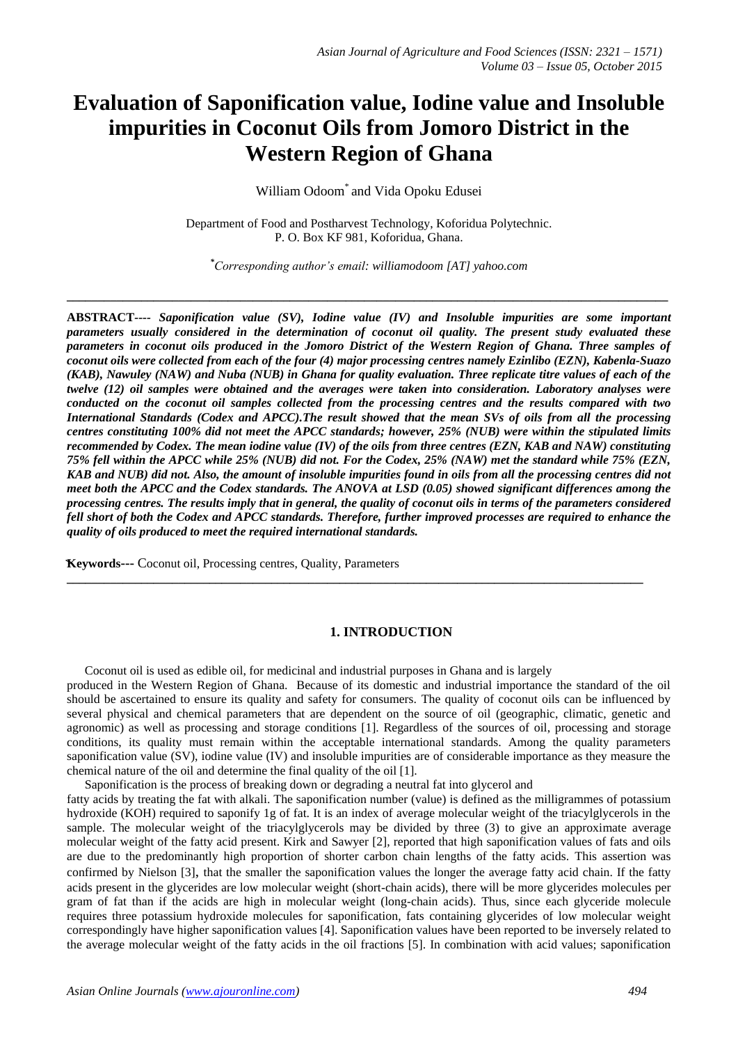# Evaluation of Saponification value, Iodine value and Insoluble impurities in Coconut Oils from Jomoro District in the Western Region of Ghana

William Odoom* and Vida Opoku Edusei

Department of Food and Postharvest Technology, Koforidua Polytechnic.
P. O. Box KF 981, Koforidua, Ghana.

*Corresponding author's email: williamodoom [AT] yahoo.com

---

**ABSTRACT----** ***Saponification value (SV), Iodine value (IV) and Insoluble impurities are some important parameters usually considered in the determination of coconut oil quality. The present study evaluated these parameters in coconut oils produced in the Jomoro District of the Western Region of Ghana. Three samples of coconut oils were collected from each of the four (4) major processing centres namely Ezinlibo (EZN), Kabenla-Suazo (KAB), Nawuley (NAW) and Nuba (NUB) in Ghana for quality evaluation. Three replicate titre values of each of the twelve (12) oil samples were obtained and the averages were taken into consideration. Laboratory analyses were conducted on the coconut oil samples collected from the processing centres and the results compared with two International Standards (Codex and APCC).The result showed that the mean SVs of oils from all the processing centres constituting 100% did not meet the APCC standards; however, 25% (NUB) were within the stipulated limits recommended by Codex. The mean iodine value (IV) of the oils from three centres (EZN, KAB and NAW) constituting 75% fell within the APCC while 25% (NUB) did not. For the Codex, 25% (NAW) met the standard while 75% (EZN, KAB and NUB) did not. Also, the amount of insoluble impurities found in oils from all the processing centres did not meet both the APCC and the Codex standards. The ANOVA at LSD (0.05) showed significant differences among the processing centres. The results imply that in general, the quality of coconut oils in terms of the parameters considered fell short of both the Codex and APCC standards. Therefore, further improved processes are required to enhance the quality of oils produced to meet the required international standards.***

**Keywords---** Coconut oil, Processing centres, Quality, Parameters

---

## 1. INTRODUCTION

Coconut oil is used as edible oil, for medicinal and industrial purposes in Ghana and is largely produced in the Western Region of Ghana. Because of its domestic and industrial importance the standard of the oil should be ascertained to ensure its quality and safety for consumers. The quality of coconut oils can be influenced by several physical and chemical parameters that are dependent on the source of oil (geographic, climatic, genetic and agronomic) as well as processing and storage conditions [1]. Regardless of the sources of oil, processing and storage conditions, its quality must remain within the acceptable international standards. Among the quality parameters saponification value (SV), iodine value (IV) and insoluble impurities are of considerable importance as they measure the chemical nature of the oil and determine the final quality of the oil [1].

Saponification is the process of breaking down or degrading a neutral fat into glycerol and fatty acids by treating the fat with alkali. The saponification number (value) is defined as the milligrammes of potassium hydroxide (KOH) required to saponify 1g of fat. It is an index of average molecular weight of the triacylglycerols in the sample. The molecular weight of the triacylglycerols may be divided by three (3) to give an approximate average molecular weight of the fatty acid present. Kirk and Sawyer [2], reported that high saponification values of fats and oils are due to the predominantly high proportion of shorter carbon chain lengths of the fatty acids. This assertion was confirmed by Nielson [3], that the smaller the saponification values the longer the average fatty acid chain. If the fatty acids present in the glycerides are low molecular weight (short-chain acids), there will be more glycerides molecules per gram of fat than if the acids are high in molecular weight (long-chain acids). Thus, since each glyceride molecule requires three potassium hydroxide molecules for saponification, fats containing glycerides of low molecular weight correspondingly have higher saponification values [4]. Saponification values have been reported to be inversely related to the average molecular weight of the fatty acids in the oil fractions [5]. In combination with acid values; saponification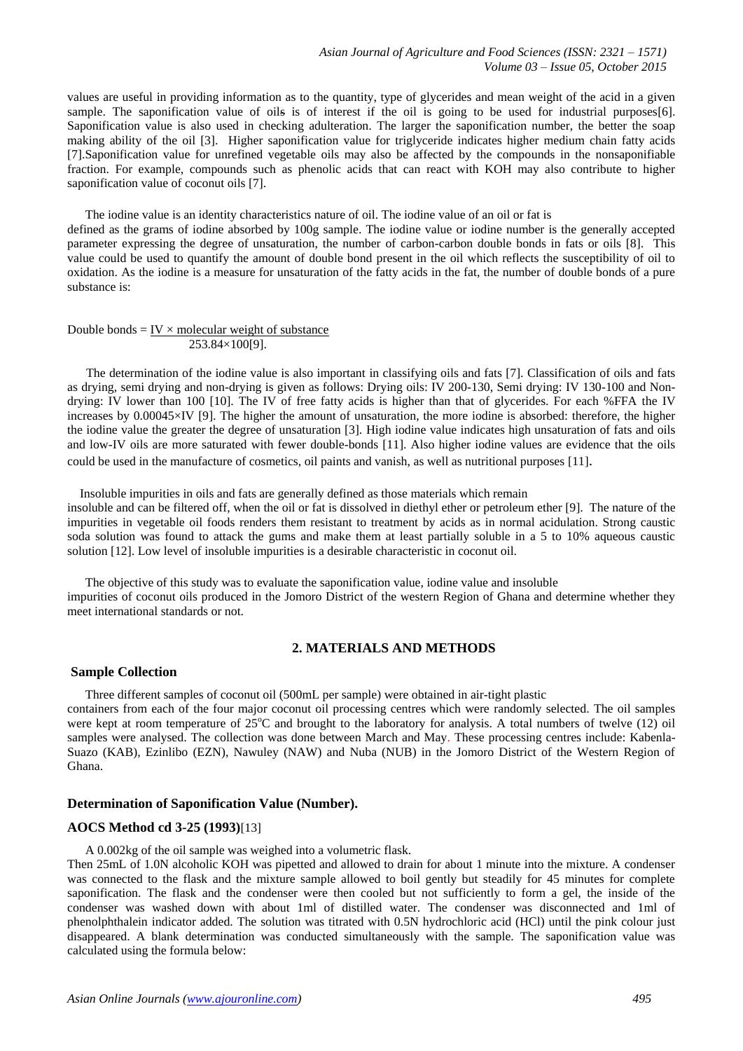values are useful in providing information as to the quantity, type of glycerides and mean weight of the acid in a given sample. The saponification value of oils is of interest if the oil is going to be used for industrial purposes[6]. Saponification value is also used in checking adulteration. The larger the saponification number, the better the soap making ability of the oil [3]. Higher saponification value for triglyceride indicates higher medium chain fatty acids [7].Saponification value for unrefined vegetable oils may also be affected by the compounds in the nonsaponifiable fraction. For example, compounds such as phenolic acids that can react with KOH may also contribute to higher saponification value of coconut oils [7].

The iodine value is an identity characteristics nature of oil. The iodine value of an oil or fat is defined as the grams of iodine absorbed by 100g sample. The iodine value or iodine number is the generally accepted parameter expressing the degree of unsaturation, the number of carbon-carbon double bonds in fats or oils [8]. This value could be used to quantify the amount of double bond present in the oil which reflects the susceptibility of oil to oxidation. As the iodine is a measure for unsaturation of the fatty acids in the fat, the number of double bonds of a pure substance is:

$$\text{Double bonds} = \frac{\text{IV} \times \text{molecular weight of substance}}{253.84 \times 100}$$ [9].

The determination of the iodine value is also important in classifying oils and fats [7]. Classification of oils and fats as drying, semi drying and non-drying is given as follows: Drying oils: IV 200-130, Semi drying: IV 130-100 and Non-drying: IV lower than 100 [10]. The IV of free fatty acids is higher than that of glycerides. For each %FFA the IV increases by 0.00045×IV [9]. The higher the amount of unsaturation, the more iodine is absorbed: therefore, the higher the iodine value the greater the degree of unsaturation [3]. High iodine value indicates high unsaturation of fats and oils and low-IV oils are more saturated with fewer double-bonds [11]. Also higher iodine values are evidence that the oils could be used in the manufacture of cosmetics, oil paints and vanish, as well as nutritional purposes [11].

Insoluble impurities in oils and fats are generally defined as those materials which remain insoluble and can be filtered off, when the oil or fat is dissolved in diethyl ether or petroleum ether [9]. The nature of the impurities in vegetable oil foods renders them resistant to treatment by acids as in normal acidulation. Strong caustic soda solution was found to attack the gums and make them at least partially soluble in a 5 to 10% aqueous caustic solution [12]. Low level of insoluble impurities is a desirable characteristic in coconut oil.

The objective of this study was to evaluate the saponification value, iodine value and insoluble impurities of coconut oils produced in the Jomoro District of the western Region of Ghana and determine whether they meet international standards or not.

## 2. MATERIALS AND METHODS

### Sample Collection

Three different samples of coconut oil (500mL per sample) were obtained in air-tight plastic containers from each of the four major coconut oil processing centres which were randomly selected. The oil samples were kept at room temperature of 25°C and brought to the laboratory for analysis. A total numbers of twelve (12) oil samples were analysed. The collection was done between March and May. These processing centres include: Kabenla-Suazo (KAB), Ezinlibo (EZN), Nawuley (NAW) and Nuba (NUB) in the Jomoro District of the Western Region of Ghana.

### Determination of Saponification Value (Number).

### AOCS Method cd 3-25 (1993)[13]

A 0.002kg of the oil sample was weighed into a volumetric flask.
Then 25mL of 1.0N alcoholic KOH was pipetted and allowed to drain for about 1 minute into the mixture. A condenser was connected to the flask and the mixture sample allowed to boil gently but steadily for 45 minutes for complete saponification. The flask and the condenser were then cooled but not sufficiently to form a gel, the inside of the condenser was washed down with about 1ml of distilled water. The condenser was disconnected and 1ml of phenolphthalein indicator added. The solution was titrated with 0.5N hydrochloric acid (HCl) until the pink colour just disappeared. A blank determination was conducted simultaneously with the sample. The saponification value was calculated using the formula below: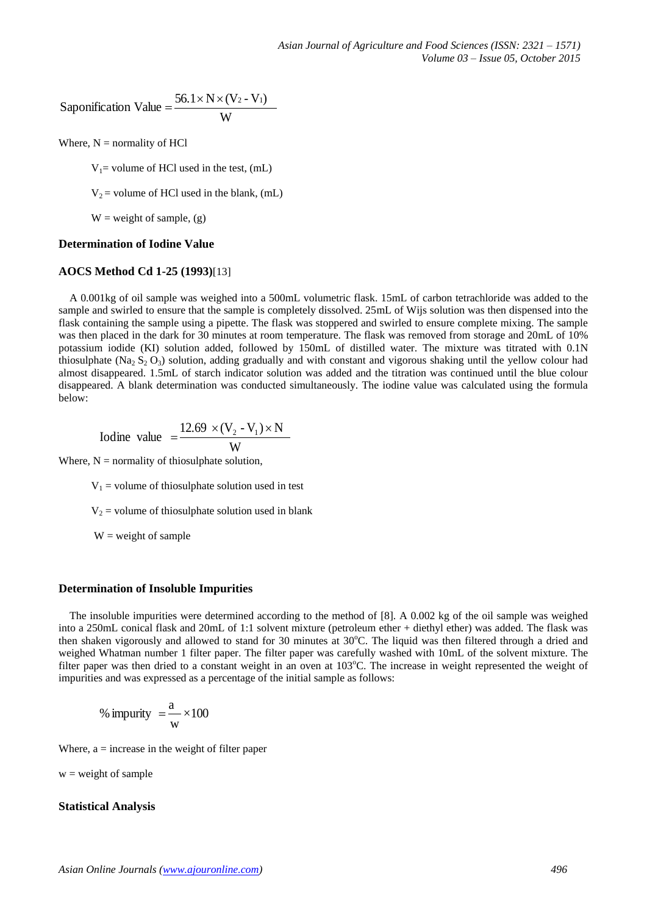$$\text{Saponification Value} = \frac{56.1 \times N \times (V_2 - V_1)}{W}$$

Where, N = normality of HCl

$V_1$= volume of HCl used in the test, (mL)

$V_2$ = volume of HCl used in the blank, (mL)

W = weight of sample, (g)

### Determination of Iodine Value

### AOCS Method Cd 1-25 (1993)[13]

A 0.001kg of oil sample was weighed into a 500mL volumetric flask. 15mL of carbon tetrachloride was added to the sample and swirled to ensure that the sample is completely dissolved. 25mL of Wijs solution was then dispensed into the flask containing the sample using a pipette. The flask was stoppered and swirled to ensure complete mixing. The sample was then placed in the dark for 30 minutes at room temperature. The flask was removed from storage and 20mL of 10% potassium iodide (KI) solution added, followed by 150mL of distilled water. The mixture was titrated with 0.1N thiosulphate ($Na_2S_2O_3$) solution, adding gradually and with constant and vigorous shaking until the yellow colour had almost disappeared. 1.5mL of starch indicator solution was added and the titration was continued until the blue colour disappeared. A blank determination was conducted simultaneously. The iodine value was calculated using the formula below:

$$\text{Iodine value} = \frac{12.69 \times (V_2 - V_1) \times N}{W}$$

Where, N = normality of thiosulphate solution,

$V_1$ = volume of thiosulphate solution used in test

$V_2$ = volume of thiosulphate solution used in blank

W = weight of sample

### Determination of Insoluble Impurities

The insoluble impurities were determined according to the method of [8]. A 0.002 kg of the oil sample was weighed into a 250mL conical flask and 20mL of 1:1 solvent mixture (petroleum ether + diethyl ether) was added. The flask was then shaken vigorously and allowed to stand for 30 minutes at 30°C. The liquid was then filtered through a dried and weighed Whatman number 1 filter paper. The filter paper was carefully washed with 10mL of the solvent mixture. The filter paper was then dried to a constant weight in an oven at 103°C. The increase in weight represented the weight of impurities and was expressed as a percentage of the initial sample as follows:

$$\%\,\text{impurity} = \frac{a}{w} \times 100$$

Where, a = increase in the weight of filter paper

w = weight of sample

### Statistical Analysis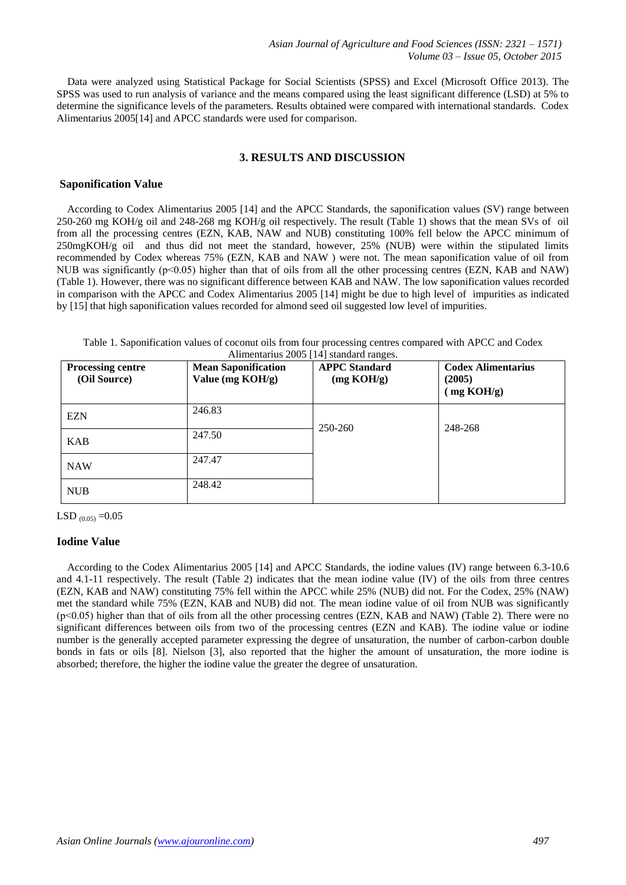Data were analyzed using Statistical Package for Social Scientists (SPSS) and Excel (Microsoft Office 2013). The SPSS was used to run analysis of variance and the means compared using the least significant difference (LSD) at 5% to determine the significance levels of the parameters. Results obtained were compared with international standards. Codex Alimentarius 2005[14] and APCC standards were used for comparison.

## 3. RESULTS AND DISCUSSION

### Saponification Value

According to Codex Alimentarius 2005 [14] and the APCC Standards, the saponification values (SV) range between 250-260 mg KOH/g oil and 248-268 mg KOH/g oil respectively. The result (Table 1) shows that the mean SVs of oil from all the processing centres (EZN, KAB, NAW and NUB) constituting 100% fell below the APCC minimum of 250mgKOH/g oil and thus did not meet the standard, however, 25% (NUB) were within the stipulated limits recommended by Codex whereas 75% (EZN, KAB and NAW ) were not. The mean saponification value of oil from NUB was significantly ($p<0.05$) higher than that of oils from all the other processing centres (EZN, KAB and NAW) (Table 1). However, there was no significant difference between KAB and NAW. The low saponification values recorded in comparison with the APCC and Codex Alimentarius 2005 [14] might be due to high level of impurities as indicated by [15] that high saponification values recorded for almond seed oil suggested low level of impurities.

Table 1. Saponification values of coconut oils from four processing centres compared with APCC and Codex Alimentarius 2005 [14] standard ranges.

| Processing centre (Oil Source) | Mean Saponification Value (mg KOH/g) | APPC Standard (mg KOH/g) | Codex Alimentarius (2005) ( mg KOH/g) |
|---|---|---|---|
| EZN | 246.83 | 250-260 | 248-268 |
| KAB | 247.50 | | |
| NAW | 247.47 | | |
| NUB | 248.42 | | |

$LSD_{(0.05)} = 0.05$

### Iodine Value

According to the Codex Alimentarius 2005 [14] and APCC Standards, the iodine values (IV) range between 6.3-10.6 and 4.1-11 respectively. The result (Table 2) indicates that the mean iodine value (IV) of the oils from three centres (EZN, KAB and NAW) constituting 75% fell within the APCC while 25% (NUB) did not. For the Codex, 25% (NAW) met the standard while 75% (EZN, KAB and NUB) did not. The mean iodine value of oil from NUB was significantly ($p<0.05$) higher than that of oils from all the other processing centres (EZN, KAB and NAW) (Table 2). There were no significant differences between oils from two of the processing centres (EZN and KAB). The iodine value or iodine number is the generally accepted parameter expressing the degree of unsaturation, the number of carbon-carbon double bonds in fats or oils [8]. Nielson [3], also reported that the higher the amount of unsaturation, the more iodine is absorbed; therefore, the higher the iodine value the greater the degree of unsaturation.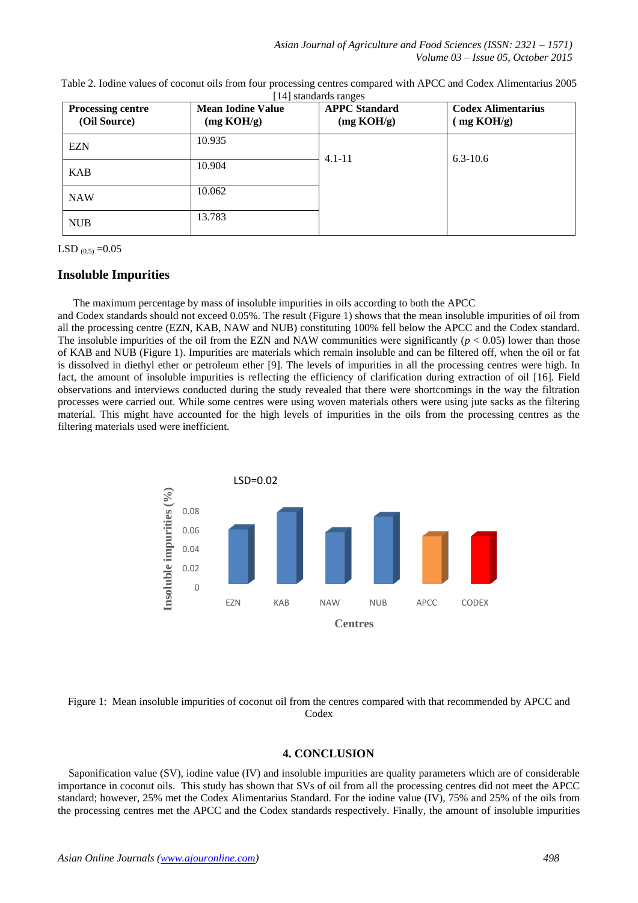Table 2. Iodine values of coconut oils from four processing centres compared with APCC and Codex Alimentarius 2005 [14] standards ranges

| Processing centre (Oil Source) | Mean Iodine Value (mg KOH/g) | APPC Standard (mg KOH/g) | Codex Alimentarius ( mg KOH/g) |
|---|---|---|---|
| EZN | 10.935 | 4.1-11 | 6.3-10.6 |
| KAB | 10.904 | | |
| NAW | 10.062 | | |
| NUB | 13.783 | | |

LSD $_{(0.5)}$ =0.05

## Insoluble Impurities

The maximum percentage by mass of insoluble impurities in oils according to both the APCC and Codex standards should not exceed 0.05%. The result (Figure 1) shows that the mean insoluble impurities of oil from all the processing centre (EZN, KAB, NAW and NUB) constituting 100% fell below the APCC and the Codex standard. The insoluble impurities of the oil from the EZN and NAW communities were significantly ($p < 0.05$) lower than those of KAB and NUB (Figure 1). Impurities are materials which remain insoluble and can be filtered off, when the oil or fat is dissolved in diethyl ether or petroleum ether [9]. The levels of impurities in all the processing centres were high. In fact, the amount of insoluble impurities is reflecting the efficiency of clarification during extraction of oil [16]. Field observations and interviews conducted during the study revealed that there were shortcomings in the way the filtration processes were carried out. While some centres were using woven materials others were using jute sacks as the filtering material. This might have accounted for the high levels of impurities in the oils from the processing centres as the filtering materials used were inefficient.

Figure 1: Mean insoluble impurities of coconut oil from the centres compared with that recommended by APCC and Codex

## 4. CONCLUSION

Saponification value (SV), iodine value (IV) and insoluble impurities are quality parameters which are of considerable importance in coconut oils. This study has shown that SVs of oil from all the processing centres did not meet the APCC standard; however, 25% met the Codex Alimentarius Standard. For the iodine value (IV), 75% and 25% of the oils from the processing centres met the APCC and the Codex standards respectively. Finally, the amount of insoluble impurities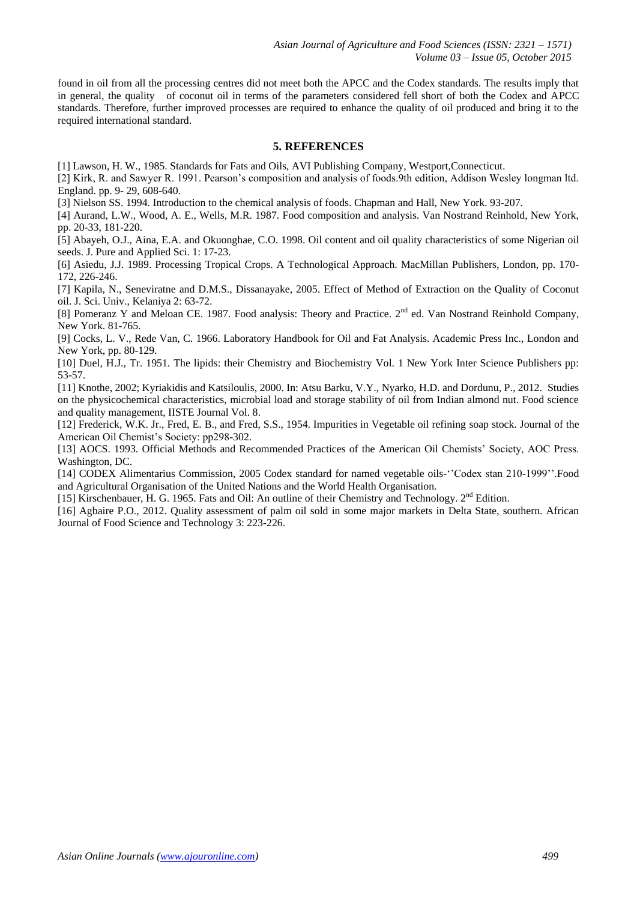found in oil from all the processing centres did not meet both the APCC and the Codex standards. The results imply that in general, the quality of coconut oil in terms of the parameters considered fell short of both the Codex and APCC standards. Therefore, further improved processes are required to enhance the quality of oil produced and bring it to the required international standard.

## 5. REFERENCES

[1] Lawson, H. W., 1985. Standards for Fats and Oils, AVI Publishing Company, Westport,Connecticut.

[2] Kirk, R. and Sawyer R. 1991. Pearson's composition and analysis of foods.9th edition, Addison Wesley longman ltd. England. pp. 9- 29, 608-640.

[3] Nielson SS. 1994. Introduction to the chemical analysis of foods. Chapman and Hall, New York. 93-207.

[4] Aurand, L.W., Wood, A. E., Wells, M.R. 1987. Food composition and analysis. Van Nostrand Reinhold, New York, pp. 20-33, 181-220.

[5] Abayeh, O.J., Aina, E.A. and Okuonghae, C.O. 1998. Oil content and oil quality characteristics of some Nigerian oil seeds. J. Pure and Applied Sci. 1: 17-23.

[6] Asiedu, J.J. 1989. Processing Tropical Crops. A Technological Approach. MacMillan Publishers, London, pp. 170-172, 226-246.

[7] Kapila, N., Seneviratne and D.M.S., Dissanayake, 2005. Effect of Method of Extraction on the Quality of Coconut oil. J. Sci. Univ., Kelaniya 2: 63-72.

[8] Pomeranz Y and Meloan CE. 1987. Food analysis: Theory and Practice. 2nd ed. Van Nostrand Reinhold Company, New York. 81-765.

[9] Cocks, L. V., Rede Van, C. 1966. Laboratory Handbook for Oil and Fat Analysis. Academic Press Inc., London and New York, pp. 80-129.

[10] Duel, H.J., Tr. 1951. The lipids: their Chemistry and Biochemistry Vol. 1 New York Inter Science Publishers pp: 53-57.

[11] Knothe, 2002; Kyriakidis and Katsiloulis, 2000. In: Atsu Barku, V.Y., Nyarko, H.D. and Dordunu, P., 2012. Studies on the physicochemical characteristics, microbial load and storage stability of oil from Indian almond nut. Food science and quality management, IISTE Journal Vol. 8.

[12] Frederick, W.K. Jr., Fred, E. B., and Fred, S.S., 1954. Impurities in Vegetable oil refining soap stock. Journal of the American Oil Chemist's Society: pp298-302.

[13] AOCS. 1993. Official Methods and Recommended Practices of the American Oil Chemists' Society, AOC Press. Washington, DC.

[14] CODEX Alimentarius Commission, 2005 Codex standard for named vegetable oils-''Codex stan 210-1999''.Food and Agricultural Organisation of the United Nations and the World Health Organisation.

[15] Kirschenbauer, H. G. 1965. Fats and Oil: An outline of their Chemistry and Technology. 2nd Edition.

[16] Agbaire P.O., 2012. Quality assessment of palm oil sold in some major markets in Delta State, southern. African Journal of Food Science and Technology 3: 223-226.